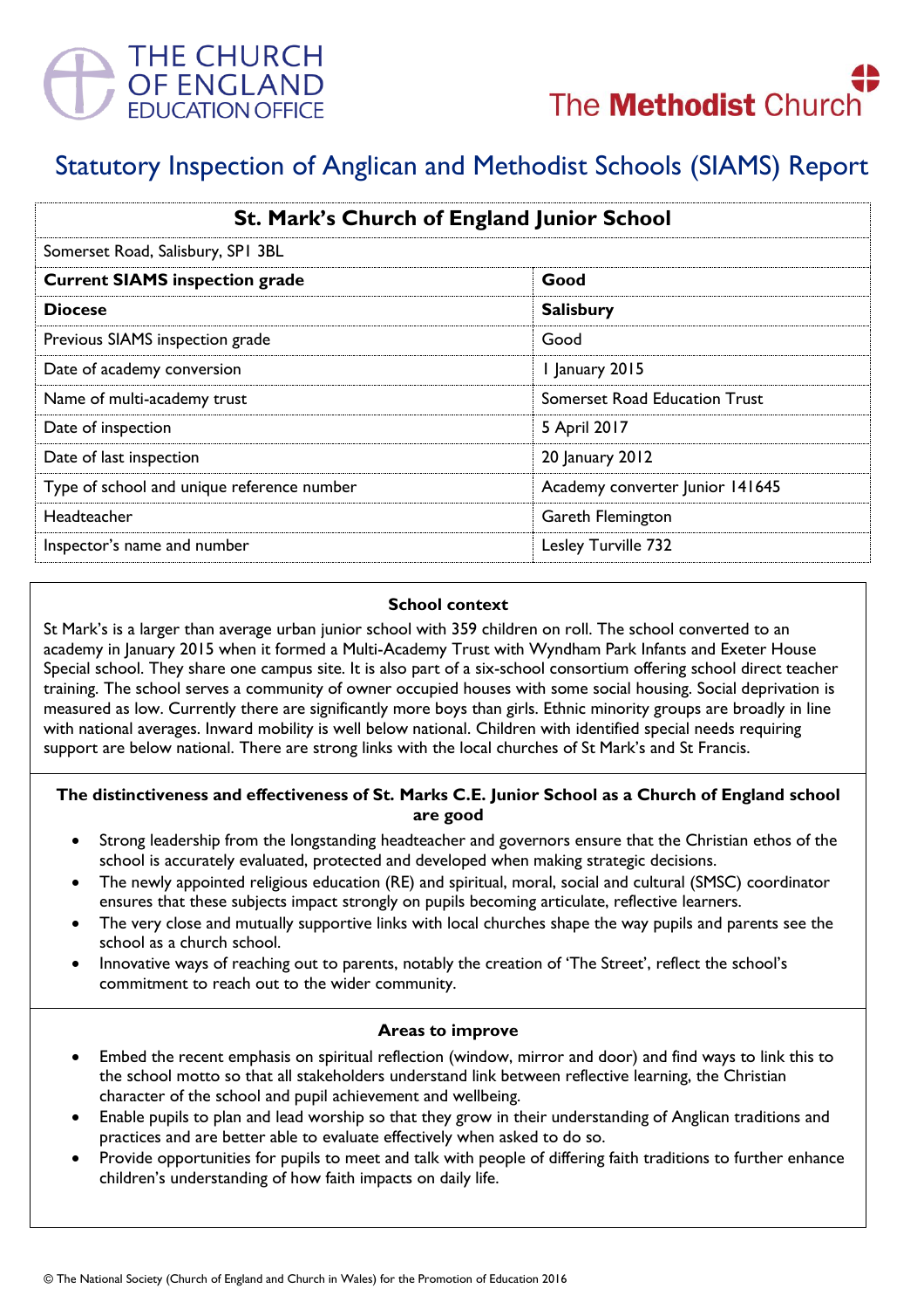# Statutory Inspection of Anglican and Methodist Schools (SIAMS) Report

| St. Mark's Church of England Junior School | |
|---|---|
| Somerset Road, Salisbury, SP1 3BL | |
| **Current SIAMS inspection grade** | **Good** |
| **Diocese** | **Salisbury** |
| Previous SIAMS inspection grade | Good |
| Date of academy conversion | 1 January 2015 |
| Name of multi-academy trust | Somerset Road Education Trust |
| Date of inspection | 5 April 2017 |
| Date of last inspection | 20 January 2012 |
| Type of school and unique reference number | Academy converter Junior 141645 |
| Headteacher | Gareth Flemington |
| Inspector's name and number | Lesley Turville 732 |

### School context

St Mark's is a larger than average urban junior school with 359 children on roll. The school converted to an academy in January 2015 when it formed a Multi-Academy Trust with Wyndham Park Infants and Exeter House Special school. They share one campus site. It is also part of a six-school consortium offering school direct teacher training. The school serves a community of owner occupied houses with some social housing. Social deprivation is measured as low. Currently there are significantly more boys than girls. Ethnic minority groups are broadly in line with national averages. Inward mobility is well below national. Children with identified special needs requiring support are below national. There are strong links with the local churches of St Mark's and St Francis.

### The distinctiveness and effectiveness of St. Marks C.E. Junior School as a Church of England school are good

- Strong leadership from the longstanding headteacher and governors ensure that the Christian ethos of the school is accurately evaluated, protected and developed when making strategic decisions.
- The newly appointed religious education (RE) and spiritual, moral, social and cultural (SMSC) coordinator ensures that these subjects impact strongly on pupils becoming articulate, reflective learners.
- The very close and mutually supportive links with local churches shape the way pupils and parents see the school as a church school.
- Innovative ways of reaching out to parents, notably the creation of 'The Street', reflect the school's commitment to reach out to the wider community.

### Areas to improve

- Embed the recent emphasis on spiritual reflection (window, mirror and door) and find ways to link this to the school motto so that all stakeholders understand link between reflective learning, the Christian character of the school and pupil achievement and wellbeing.
- Enable pupils to plan and lead worship so that they grow in their understanding of Anglican traditions and practices and are better able to evaluate effectively when asked to do so.
- Provide opportunities for pupils to meet and talk with people of differing faith traditions to further enhance children's understanding of how faith impacts on daily life.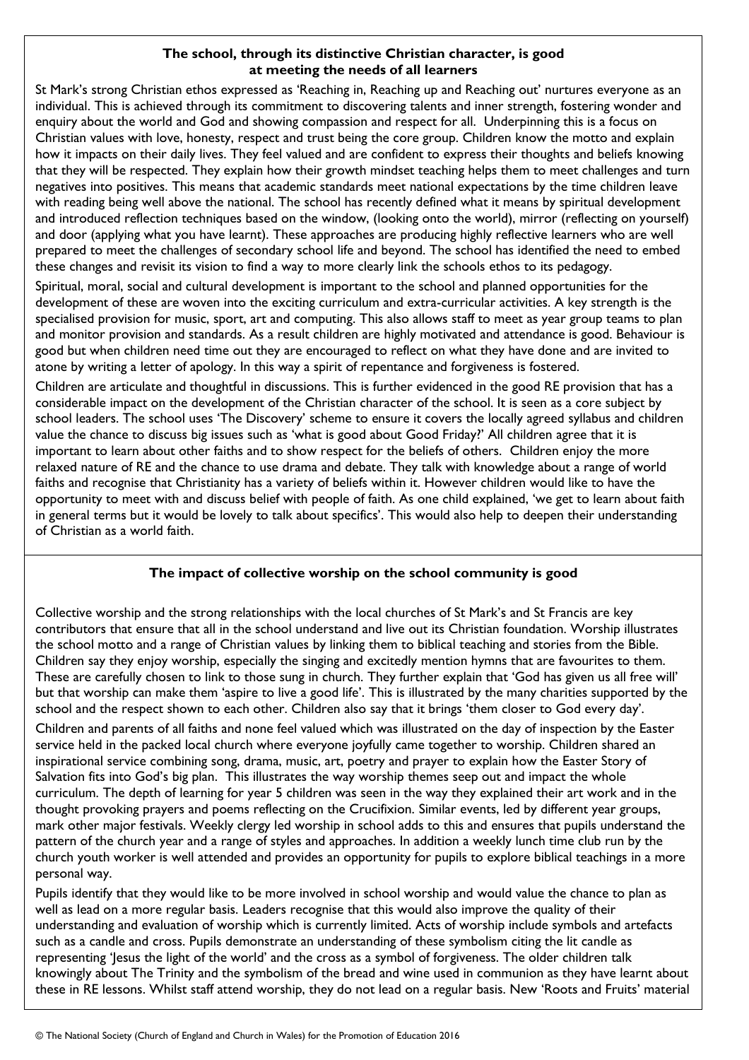### The school, through its distinctive Christian character, is good at meeting the needs of all learners

St Mark's strong Christian ethos expressed as 'Reaching in, Reaching up and Reaching out' nurtures everyone as an individual. This is achieved through its commitment to discovering talents and inner strength, fostering wonder and enquiry about the world and God and showing compassion and respect for all. Underpinning this is a focus on Christian values with love, honesty, respect and trust being the core group. Children know the motto and explain how it impacts on their daily lives. They feel valued and are confident to express their thoughts and beliefs knowing that they will be respected. They explain how their growth mindset teaching helps them to meet challenges and turn negatives into positives. This means that academic standards meet national expectations by the time children leave with reading being well above the national. The school has recently defined what it means by spiritual development and introduced reflection techniques based on the window, (looking onto the world), mirror (reflecting on yourself) and door (applying what you have learnt). These approaches are producing highly reflective learners who are well prepared to meet the challenges of secondary school life and beyond. The school has identified the need to embed these changes and revisit its vision to find a way to more clearly link the schools ethos to its pedagogy.

Spiritual, moral, social and cultural development is important to the school and planned opportunities for the development of these are woven into the exciting curriculum and extra-curricular activities. A key strength is the specialised provision for music, sport, art and computing. This also allows staff to meet as year group teams to plan and monitor provision and standards. As a result children are highly motivated and attendance is good. Behaviour is good but when children need time out they are encouraged to reflect on what they have done and are invited to atone by writing a letter of apology. In this way a spirit of repentance and forgiveness is fostered.

Children are articulate and thoughtful in discussions. This is further evidenced in the good RE provision that has a considerable impact on the development of the Christian character of the school. It is seen as a core subject by school leaders. The school uses 'The Discovery' scheme to ensure it covers the locally agreed syllabus and children value the chance to discuss big issues such as 'what is good about Good Friday?' All children agree that it is important to learn about other faiths and to show respect for the beliefs of others. Children enjoy the more relaxed nature of RE and the chance to use drama and debate. They talk with knowledge about a range of world faiths and recognise that Christianity has a variety of beliefs within it. However children would like to have the opportunity to meet with and discuss belief with people of faith. As one child explained, 'we get to learn about faith in general terms but it would be lovely to talk about specifics'. This would also help to deepen their understanding of Christian as a world faith.

### The impact of collective worship on the school community is good

Collective worship and the strong relationships with the local churches of St Mark's and St Francis are key contributors that ensure that all in the school understand and live out its Christian foundation. Worship illustrates the school motto and a range of Christian values by linking them to biblical teaching and stories from the Bible. Children say they enjoy worship, especially the singing and excitedly mention hymns that are favourites to them. These are carefully chosen to link to those sung in church. They further explain that 'God has given us all free will' but that worship can make them 'aspire to live a good life'. This is illustrated by the many charities supported by the school and the respect shown to each other. Children also say that it brings 'them closer to God every day'.

Children and parents of all faiths and none feel valued which was illustrated on the day of inspection by the Easter service held in the packed local church where everyone joyfully came together to worship. Children shared an inspirational service combining song, drama, music, art, poetry and prayer to explain how the Easter Story of Salvation fits into God's big plan. This illustrates the way worship themes seep out and impact the whole curriculum. The depth of learning for year 5 children was seen in the way they explained their art work and in the thought provoking prayers and poems reflecting on the Crucifixion. Similar events, led by different year groups, mark other major festivals. Weekly clergy led worship in school adds to this and ensures that pupils understand the pattern of the church year and a range of styles and approaches. In addition a weekly lunch time club run by the church youth worker is well attended and provides an opportunity for pupils to explore biblical teachings in a more personal way.

Pupils identify that they would like to be more involved in school worship and would value the chance to plan as well as lead on a more regular basis. Leaders recognise that this would also improve the quality of their understanding and evaluation of worship which is currently limited. Acts of worship include symbols and artefacts such as a candle and cross. Pupils demonstrate an understanding of these symbolism citing the lit candle as representing 'Jesus the light of the world' and the cross as a symbol of forgiveness. The older children talk knowingly about The Trinity and the symbolism of the bread and wine used in communion as they have learnt about these in RE lessons. Whilst staff attend worship, they do not lead on a regular basis. New 'Roots and Fruits' material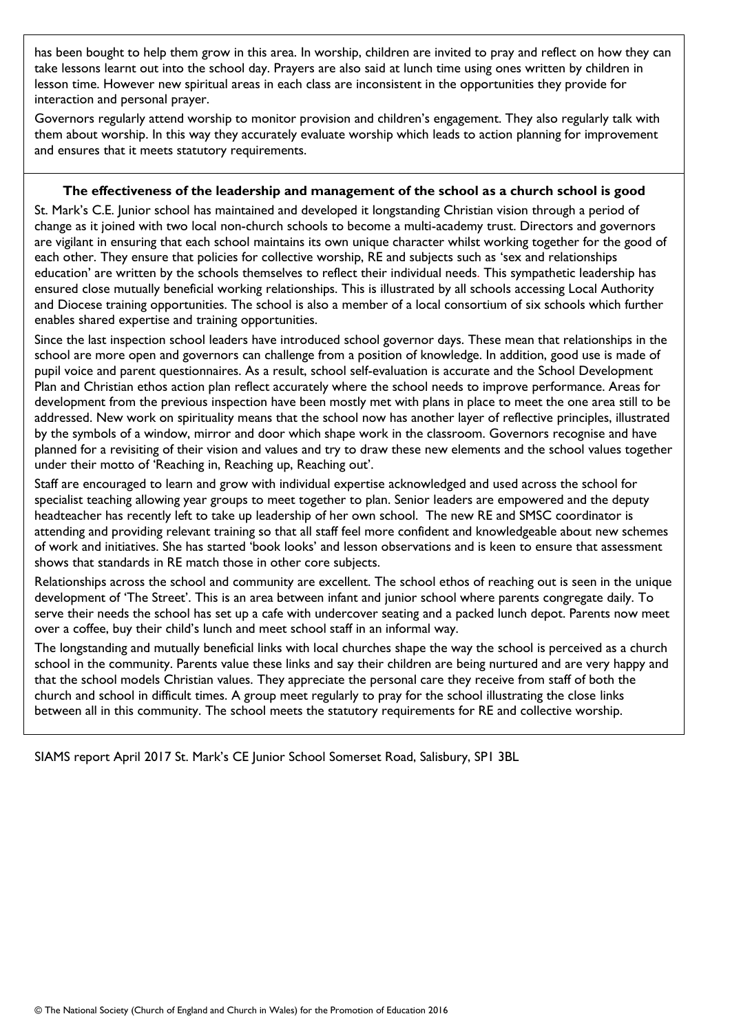has been bought to help them grow in this area. In worship, children are invited to pray and reflect on how they can take lessons learnt out into the school day. Prayers are also said at lunch time using ones written by children in lesson time. However new spiritual areas in each class are inconsistent in the opportunities they provide for interaction and personal prayer.

Governors regularly attend worship to monitor provision and children's engagement. They also regularly talk with them about worship. In this way they accurately evaluate worship which leads to action planning for improvement and ensures that it meets statutory requirements.

**The effectiveness of the leadership and management of the school as a church school is good**

St. Mark's C.E. Junior school has maintained and developed it longstanding Christian vision through a period of change as it joined with two local non-church schools to become a multi-academy trust. Directors and governors are vigilant in ensuring that each school maintains its own unique character whilst working together for the good of each other. They ensure that policies for collective worship, RE and subjects such as 'sex and relationships education' are written by the schools themselves to reflect their individual needs. This sympathetic leadership has ensured close mutually beneficial working relationships. This is illustrated by all schools accessing Local Authority and Diocese training opportunities. The school is also a member of a local consortium of six schools which further enables shared expertise and training opportunities.

Since the last inspection school leaders have introduced school governor days. These mean that relationships in the school are more open and governors can challenge from a position of knowledge. In addition, good use is made of pupil voice and parent questionnaires. As a result, school self-evaluation is accurate and the School Development Plan and Christian ethos action plan reflect accurately where the school needs to improve performance. Areas for development from the previous inspection have been mostly met with plans in place to meet the one area still to be addressed. New work on spirituality means that the school now has another layer of reflective principles, illustrated by the symbols of a window, mirror and door which shape work in the classroom. Governors recognise and have planned for a revisiting of their vision and values and try to draw these new elements and the school values together under their motto of 'Reaching in, Reaching up, Reaching out'.

Staff are encouraged to learn and grow with individual expertise acknowledged and used across the school for specialist teaching allowing year groups to meet together to plan. Senior leaders are empowered and the deputy headteacher has recently left to take up leadership of her own school. The new RE and SMSC coordinator is attending and providing relevant training so that all staff feel more confident and knowledgeable about new schemes of work and initiatives. She has started 'book looks' and lesson observations and is keen to ensure that assessment shows that standards in RE match those in other core subjects.

Relationships across the school and community are excellent. The school ethos of reaching out is seen in the unique development of 'The Street'. This is an area between infant and junior school where parents congregate daily. To serve their needs the school has set up a cafe with undercover seating and a packed lunch depot. Parents now meet over a coffee, buy their child's lunch and meet school staff in an informal way.

The longstanding and mutually beneficial links with local churches shape the way the school is perceived as a church school in the community. Parents value these links and say their children are being nurtured and are very happy and that the school models Christian values. They appreciate the personal care they receive from staff of both the church and school in difficult times. A group meet regularly to pray for the school illustrating the close links between all in this community. The school meets the statutory requirements for RE and collective worship.

SIAMS report April 2017 St. Mark's CE Junior School Somerset Road, Salisbury, SP1 3BL